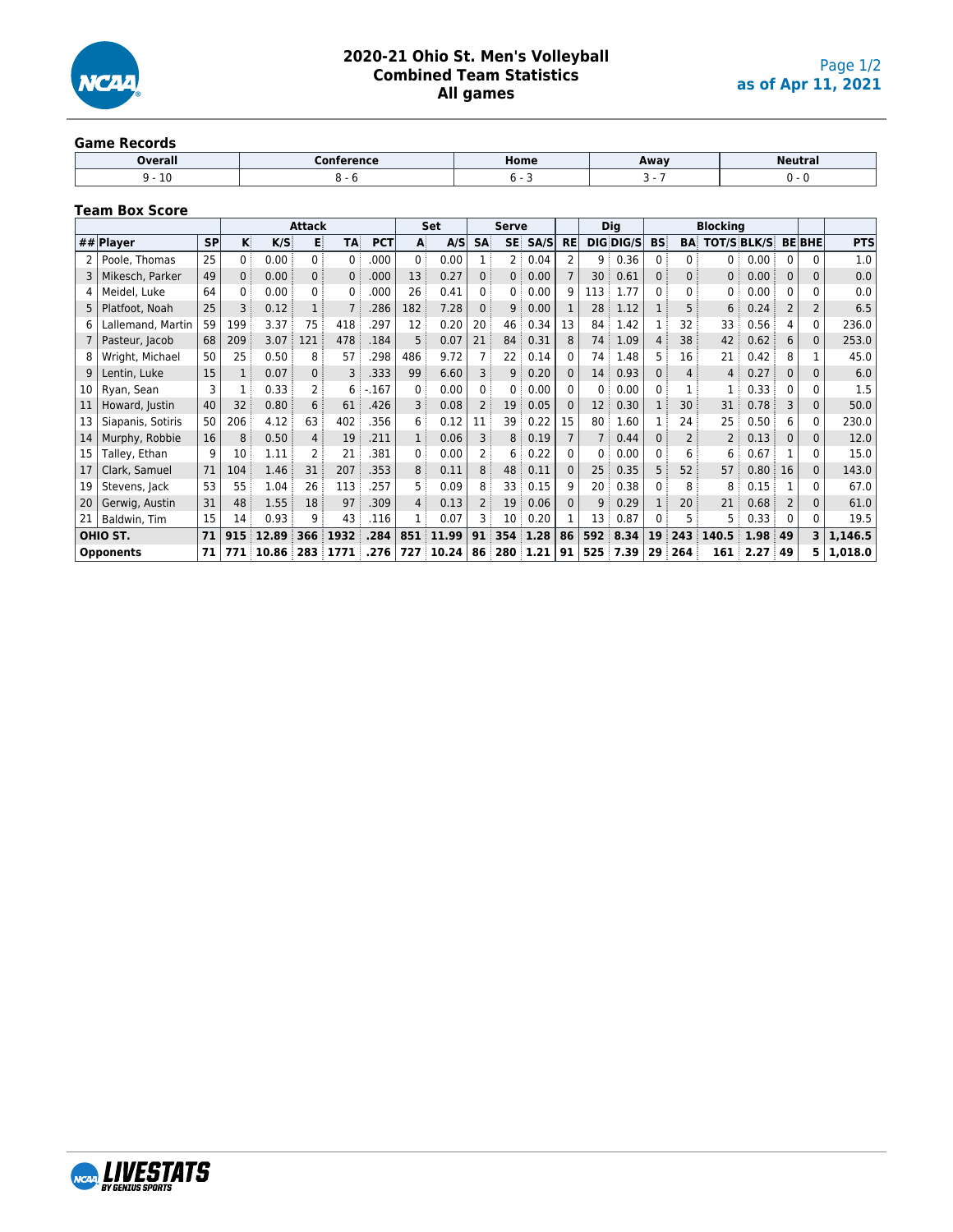# 2020-21 Ohio St. Men's Volleyball
## Combined Team Statistics
## All games

as of Apr 11, 2021

### Game Records

| Overall | Conference | Home | Away | Neutral |
|---|---|---|---|---|
| 9 - 10 | 8 - 6 | 6 - 3 | 3 - 7 | 0 - 0 |

### Team Box Score

| | | | Attack | | | | | Set | | Serve | | | | Dig | | Blocking | | | | | | |
|---|---|---|---|---|---|---|---|---|---|---|---|---|---|---|---|---|---|---|---|---|---|---|
| ## | Player | SP | K | K/S | E | TA | PCT | A | A/S | SA | SE | SA/S | RE | DIG | DIG/S | BS | BA | TOT/S | BLK/S | BE | BHE | PTS |
| 2 | Poole, Thomas | 25 | 0 | 0.00 | 0 | 0 | .000 | 0 | 0.00 | 1 | 2 | 0.04 | 2 | 9 | 0.36 | 0 | 0 | 0 | 0.00 | 0 | 0 | 1.0 |
| 3 | Mikesch, Parker | 49 | 0 | 0.00 | 0 | 0 | .000 | 13 | 0.27 | 0 | 0 | 0.00 | 7 | 30 | 0.61 | 0 | 0 | 0 | 0.00 | 0 | 0 | 0.0 |
| 4 | Meidel, Luke | 64 | 0 | 0.00 | 0 | 0 | .000 | 26 | 0.41 | 0 | 0 | 0.00 | 9 | 113 | 1.77 | 0 | 0 | 0 | 0.00 | 0 | 0 | 0.0 |
| 5 | Platfoot, Noah | 25 | 3 | 0.12 | 1 | 7 | .286 | 182 | 7.28 | 0 | 9 | 0.00 | 1 | 28 | 1.12 | 1 | 5 | 6 | 0.24 | 2 | 2 | 6.5 |
| 6 | Lallemand, Martin | 59 | 199 | 3.37 | 75 | 418 | .297 | 12 | 0.20 | 20 | 46 | 0.34 | 13 | 84 | 1.42 | 1 | 32 | 33 | 0.56 | 4 | 0 | 236.0 |
| 7 | Pasteur, Jacob | 68 | 209 | 3.07 | 121 | 478 | .184 | 5 | 0.07 | 21 | 84 | 0.31 | 8 | 74 | 1.09 | 4 | 38 | 42 | 0.62 | 6 | 0 | 253.0 |
| 8 | Wright, Michael | 50 | 25 | 0.50 | 8 | 57 | .298 | 486 | 9.72 | 7 | 22 | 0.14 | 0 | 74 | 1.48 | 5 | 16 | 21 | 0.42 | 8 | 1 | 45.0 |
| 9 | Lentin, Luke | 15 | 1 | 0.07 | 0 | 3 | .333 | 99 | 6.60 | 3 | 9 | 0.20 | 0 | 14 | 0.93 | 0 | 4 | 4 | 0.27 | 0 | 0 | 6.0 |
| 10 | Ryan, Sean | 3 | 1 | 0.33 | 2 | 6 | -.167 | 0 | 0.00 | 0 | 0 | 0.00 | 0 | 0 | 0.00 | 0 | 1 | 1 | 0.33 | 0 | 0 | 1.5 |
| 11 | Howard, Justin | 40 | 32 | 0.80 | 6 | 61 | .426 | 3 | 0.08 | 2 | 19 | 0.05 | 0 | 12 | 0.30 | 1 | 30 | 31 | 0.78 | 3 | 0 | 50.0 |
| 13 | Siapanis, Sotiris | 50 | 206 | 4.12 | 63 | 402 | .356 | 6 | 0.12 | 11 | 39 | 0.22 | 15 | 80 | 1.60 | 1 | 24 | 25 | 0.50 | 6 | 0 | 230.0 |
| 14 | Murphy, Robbie | 16 | 8 | 0.50 | 4 | 19 | .211 | 1 | 0.06 | 3 | 8 | 0.19 | 7 | 7 | 0.44 | 0 | 2 | 2 | 0.13 | 0 | 0 | 12.0 |
| 15 | Talley, Ethan | 9 | 10 | 1.11 | 2 | 21 | .381 | 0 | 0.00 | 2 | 6 | 0.22 | 0 | 0 | 0.00 | 0 | 6 | 6 | 0.67 | 1 | 0 | 15.0 |
| 17 | Clark, Samuel | 71 | 104 | 1.46 | 31 | 207 | .353 | 8 | 0.11 | 8 | 48 | 0.11 | 0 | 25 | 0.35 | 5 | 52 | 57 | 0.80 | 16 | 0 | 143.0 |
| 19 | Stevens, Jack | 53 | 55 | 1.04 | 26 | 113 | .257 | 5 | 0.09 | 8 | 33 | 0.15 | 9 | 20 | 0.38 | 0 | 8 | 8 | 0.15 | 1 | 0 | 67.0 |
| 20 | Gerwig, Austin | 31 | 48 | 1.55 | 18 | 97 | .309 | 4 | 0.13 | 2 | 19 | 0.06 | 0 | 9 | 0.29 | 1 | 20 | 21 | 0.68 | 2 | 0 | 61.0 |
| 21 | Baldwin, Tim | 15 | 14 | 0.93 | 9 | 43 | .116 | 1 | 0.07 | 3 | 10 | 0.20 | 1 | 13 | 0.87 | 0 | 5 | 5 | 0.33 | 0 | 0 | 19.5 |
| **OHIO ST.** | | **71** | **915** | **12.89** | **366** | **1932** | **.284** | **851** | **11.99** | **91** | **354** | **1.28** | **86** | **592** | **8.34** | **19** | **243** | **140.5** | **1.98** | **49** | **3** | **1,146.5** |
| **Opponents** | | **71** | **771** | **10.86** | **283** | **1771** | **.276** | **727** | **10.24** | **86** | **280** | **1.21** | **91** | **525** | **7.39** | **29** | **264** | **161** | **2.27** | **49** | **5** | **1,018.0** |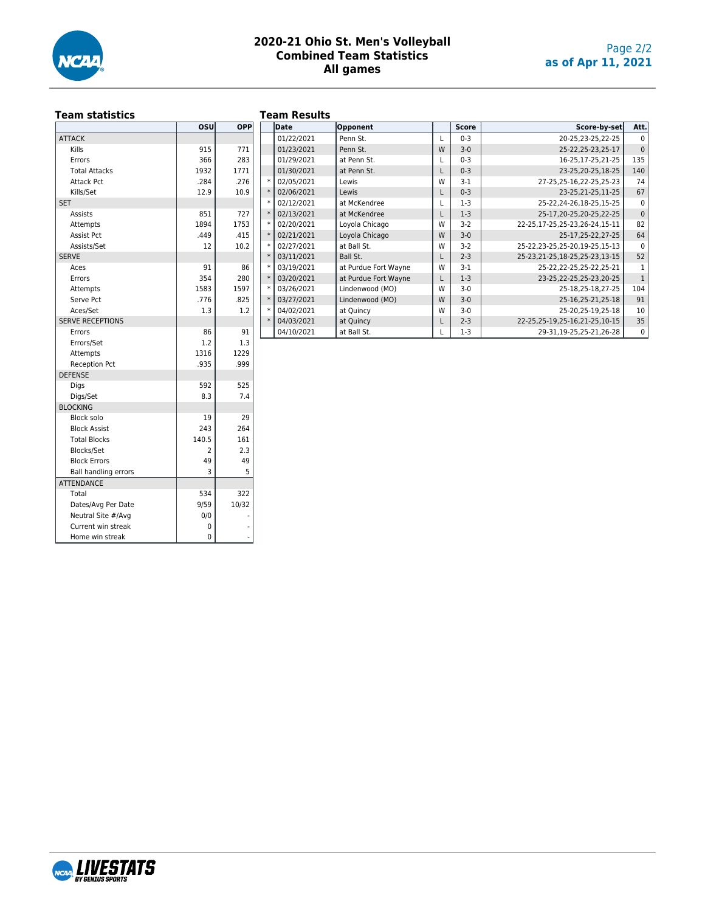# 2020-21 Ohio St. Men's Volleyball Combined Team Statistics All games

as of Apr 11, 2021

## Team statistics

| | OSU | OPP |
|---|---|---|
| **ATTACK** | | |
| Kills | 915 | 771 |
| Errors | 366 | 283 |
| Total Attacks | 1932 | 1771 |
| Attack Pct | .284 | .276 |
| Kills/Set | 12.9 | 10.9 |
| **SET** | | |
| Assists | 851 | 727 |
| Attempts | 1894 | 1753 |
| Assist Pct | .449 | .415 |
| Assists/Set | 12 | 10.2 |
| **SERVE** | | |
| Aces | 91 | 86 |
| Errors | 354 | 280 |
| Attempts | 1583 | 1597 |
| Serve Pct | .776 | .825 |
| Aces/Set | 1.3 | 1.2 |
| **SERVE RECEPTIONS** | | |
| Errors | 86 | 91 |
| Errors/Set | 1.2 | 1.3 |
| Attempts | 1316 | 1229 |
| Reception Pct | .935 | .999 |
| **DEFENSE** | | |
| Digs | 592 | 525 |
| Digs/Set | 8.3 | 7.4 |
| **BLOCKING** | | |
| Block solo | 19 | 29 |
| Block Assist | 243 | 264 |
| Total Blocks | 140.5 | 161 |
| Blocks/Set | 2 | 2.3 |
| Block Errors | 49 | 49 |
| Ball handling errors | 3 | 5 |
| **ATTENDANCE** | | |
| Total | 534 | 322 |
| Dates/Avg Per Date | 9/59 | 10/32 |
| Neutral Site #/Avg | 0/0 | - |
| Current win streak | 0 | - |
| Home win streak | 0 | - |

## Team Results

| | Date | Opponent | | Score | Score-by-set | Att. |
|---|---|---|---|---|---|---|
| | 01/22/2021 | Penn St. | L | 0-3 | 20-25,23-25,22-25 | 0 |
| | 01/23/2021 | Penn St. | W | 3-0 | 25-22,25-23,25-17 | 0 |
| | 01/29/2021 | at Penn St. | L | 0-3 | 16-25,17-25,21-25 | 135 |
| | 01/30/2021 | at Penn St. | L | 0-3 | 23-25,20-25,18-25 | 140 |
| * | 02/05/2021 | Lewis | W | 3-1 | 27-25,25-16,22-25,25-23 | 74 |
| * | 02/06/2021 | Lewis | L | 0-3 | 23-25,21-25,11-25 | 67 |
| * | 02/12/2021 | at McKendree | L | 1-3 | 25-22,24-26,18-25,15-25 | 0 |
| * | 02/13/2021 | at McKendree | L | 1-3 | 25-17,20-25,20-25,22-25 | 0 |
| * | 02/20/2021 | Loyola Chicago | W | 3-2 | 22-25,17-25,25-23,26-24,15-11 | 82 |
| * | 02/21/2021 | Loyola Chicago | W | 3-0 | 25-17,25-22,27-25 | 64 |
| * | 02/27/2021 | at Ball St. | W | 3-2 | 25-22,23-25,25-20,19-25,15-13 | 0 |
| * | 03/11/2021 | Ball St. | L | 2-3 | 25-23,21-25,18-25,25-23,13-15 | 52 |
| * | 03/19/2021 | at Purdue Fort Wayne | W | 3-1 | 25-22,22-25,25-22,25-21 | 1 |
| * | 03/20/2021 | at Purdue Fort Wayne | L | 1-3 | 23-25,22-25,25-23,20-25 | 1 |
| * | 03/26/2021 | Lindenwood (MO) | W | 3-0 | 25-18,25-18,27-25 | 104 |
| * | 03/27/2021 | Lindenwood (MO) | W | 3-0 | 25-16,25-21,25-18 | 91 |
| * | 04/02/2021 | at Quincy | W | 3-0 | 25-20,25-19,25-18 | 10 |
| * | 04/03/2021 | at Quincy | L | 2-3 | 22-25,25-19,25-16,21-25,10-15 | 35 |
| | 04/10/2021 | at Ball St. | L | 1-3 | 29-31,19-25,25-21,26-28 | 0 |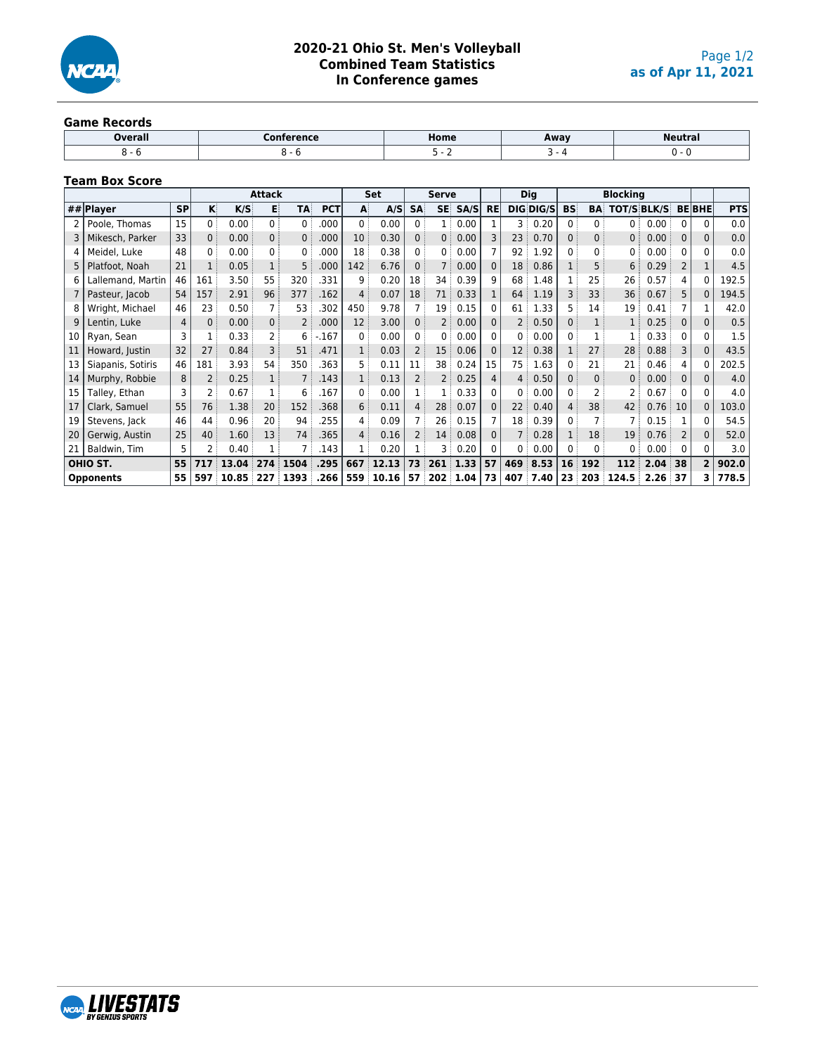# 2020-21 Ohio St. Men's Volleyball
## Combined Team Statistics
### In Conference games

as of Apr 11, 2021

### Game Records

| Overall | Conference | Home | Away | Neutral |
|---|---|---|---|---|
| 8 - 6 | 8 - 6 | 5 - 2 | 3 - 4 | 0 - 0 |

### Team Box Score

| | | | Attack | | | | | Set | | Serve | | | | Dig | | Blocking | | | | | | |
|---|---|---|---|---|---|---|---|---|---|---|---|---|---|---|---|---|---|---|---|---|---|---|
| ## | Player | SP | K | K/S | E | TA | PCT | A | A/S | SA | SE | SA/S | RE | DIG | DIG/S | BS | BA | TOT/S | BLK/S | BE | BHE | PTS |
| 2 | Poole, Thomas | 15 | 0 | 0.00 | 0 | 0 | .000 | 0 | 0.00 | 0 | 1 | 0.00 | 1 | 3 | 0.20 | 0 | 0 | 0 | 0.00 | 0 | 0 | 0.0 |
| 3 | Mikesch, Parker | 33 | 0 | 0.00 | 0 | 0 | .000 | 10 | 0.30 | 0 | 0 | 0.00 | 3 | 23 | 0.70 | 0 | 0 | 0 | 0.00 | 0 | 0 | 0.0 |
| 4 | Meidel, Luke | 48 | 0 | 0.00 | 0 | 0 | .000 | 18 | 0.38 | 0 | 0 | 0.00 | 7 | 92 | 1.92 | 0 | 0 | 0 | 0.00 | 0 | 0 | 0.0 |
| 5 | Platfoot, Noah | 21 | 1 | 0.05 | 1 | 5 | .000 | 142 | 6.76 | 0 | 7 | 0.00 | 0 | 18 | 0.86 | 1 | 5 | 6 | 0.29 | 2 | 1 | 4.5 |
| 6 | Lallemand, Martin | 46 | 161 | 3.50 | 55 | 320 | .331 | 9 | 0.20 | 18 | 34 | 0.39 | 9 | 68 | 1.48 | 1 | 25 | 26 | 0.57 | 4 | 0 | 192.5 |
| 7 | Pasteur, Jacob | 54 | 157 | 2.91 | 96 | 377 | .162 | 4 | 0.07 | 18 | 71 | 0.33 | 1 | 64 | 1.19 | 3 | 33 | 36 | 0.67 | 5 | 0 | 194.5 |
| 8 | Wright, Michael | 46 | 23 | 0.50 | 7 | 53 | .302 | 450 | 9.78 | 7 | 19 | 0.15 | 0 | 61 | 1.33 | 5 | 14 | 19 | 0.41 | 7 | 1 | 42.0 |
| 9 | Lentin, Luke | 4 | 0 | 0.00 | 0 | 2 | .000 | 12 | 3.00 | 0 | 2 | 0.00 | 0 | 2 | 0.50 | 0 | 1 | 1 | 0.25 | 0 | 0 | 0.5 |
| 10 | Ryan, Sean | 3 | 1 | 0.33 | 2 | 6 | -.167 | 0 | 0.00 | 0 | 0 | 0.00 | 0 | 0 | 0.00 | 0 | 1 | 1 | 0.33 | 0 | 0 | 1.5 |
| 11 | Howard, Justin | 32 | 27 | 0.84 | 3 | 51 | .471 | 1 | 0.03 | 2 | 15 | 0.06 | 0 | 12 | 0.38 | 1 | 27 | 28 | 0.88 | 3 | 0 | 43.5 |
| 13 | Siapanis, Sotiris | 46 | 181 | 3.93 | 54 | 350 | .363 | 5 | 0.11 | 11 | 38 | 0.24 | 15 | 75 | 1.63 | 0 | 21 | 21 | 0.46 | 4 | 0 | 202.5 |
| 14 | Murphy, Robbie | 8 | 2 | 0.25 | 1 | 7 | .143 | 1 | 0.13 | 2 | 2 | 0.25 | 4 | 4 | 0.50 | 0 | 0 | 0 | 0.00 | 0 | 0 | 4.0 |
| 15 | Talley, Ethan | 3 | 2 | 0.67 | 1 | 6 | .167 | 0 | 0.00 | 1 | 1 | 0.33 | 0 | 0 | 0.00 | 0 | 2 | 2 | 0.67 | 0 | 0 | 4.0 |
| 17 | Clark, Samuel | 55 | 76 | 1.38 | 20 | 152 | .368 | 6 | 0.11 | 4 | 28 | 0.07 | 0 | 22 | 0.40 | 4 | 38 | 42 | 0.76 | 10 | 0 | 103.0 |
| 19 | Stevens, Jack | 46 | 44 | 0.96 | 20 | 94 | .255 | 4 | 0.09 | 7 | 26 | 0.15 | 7 | 18 | 0.39 | 0 | 7 | 7 | 0.15 | 1 | 0 | 54.5 |
| 20 | Gerwig, Austin | 25 | 40 | 1.60 | 13 | 74 | .365 | 4 | 0.16 | 2 | 14 | 0.08 | 0 | 7 | 0.28 | 1 | 18 | 19 | 0.76 | 2 | 0 | 52.0 |
| 21 | Baldwin, Tim | 5 | 2 | 0.40 | 1 | 7 | .143 | 1 | 0.20 | 1 | 3 | 0.20 | 0 | 0 | 0.00 | 0 | 0 | 0 | 0.00 | 0 | 0 | 3.0 |
| **OHIO ST.** | | **55** | **717** | **13.04** | **274** | **1504** | **.295** | **667** | **12.13** | **73** | **261** | **1.33** | **57** | **469** | **8.53** | **16** | **192** | **112** | **2.04** | **38** | **2** | **902.0** |
| **Opponents** | | **55** | **597** | **10.85** | **227** | **1393** | **.266** | **559** | **10.16** | **57** | **202** | **1.04** | **73** | **407** | **7.40** | **23** | **203** | **124.5** | **2.26** | **37** | **3** | **778.5** |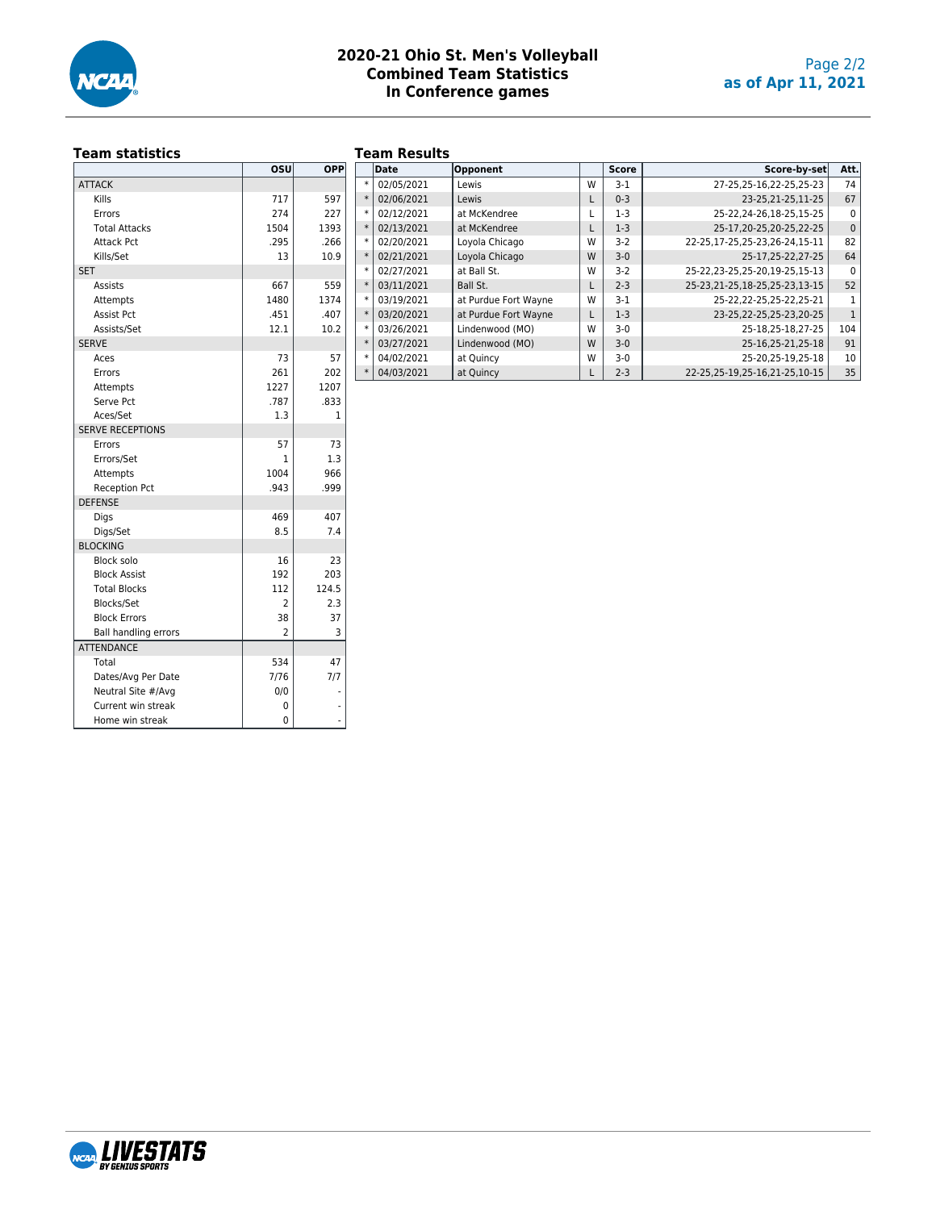# 2020-21 Ohio St. Men's Volleyball
## Combined Team Statistics
## In Conference games

### Team statistics

| | OSU | OPP |
|---|---|---|
| ATTACK | | |
| Kills | 717 | 597 |
| Errors | 274 | 227 |
| Total Attacks | 1504 | 1393 |
| Attack Pct | .295 | .266 |
| Kills/Set | 13 | 10.9 |
| SET | | |
| Assists | 667 | 559 |
| Attempts | 1480 | 1374 |
| Assist Pct | .451 | .407 |
| Assists/Set | 12.1 | 10.2 |
| SERVE | | |
| Aces | 73 | 57 |
| Errors | 261 | 202 |
| Attempts | 1227 | 1207 |
| Serve Pct | .787 | .833 |
| Aces/Set | 1.3 | 1 |
| SERVE RECEPTIONS | | |
| Errors | 57 | 73 |
| Errors/Set | 1 | 1.3 |
| Attempts | 1004 | 966 |
| Reception Pct | .943 | .999 |
| DEFENSE | | |
| Digs | 469 | 407 |
| Digs/Set | 8.5 | 7.4 |
| BLOCKING | | |
| Block solo | 16 | 23 |
| Block Assist | 192 | 203 |
| Total Blocks | 112 | 124.5 |
| Blocks/Set | 2 | 2.3 |
| Block Errors | 38 | 37 |
| Ball handling errors | 2 | 3 |
| ATTENDANCE | | |
| Total | 534 | 47 |
| Dates/Avg Per Date | 7/76 | 7/7 |
| Neutral Site #/Avg | 0/0 | - |
| Current win streak | 0 | - |
| Home win streak | 0 | - |

### Team Results

| | Date | Opponent | | Score | Score-by-set | Att. |
|---|---|---|---|---|---|---|
| * | 02/05/2021 | Lewis | W | 3-1 | 27-25,25-16,22-25,25-23 | 74 |
| * | 02/06/2021 | Lewis | L | 0-3 | 23-25,21-25,11-25 | 67 |
| * | 02/12/2021 | at McKendree | L | 1-3 | 25-22,24-26,18-25,15-25 | 0 |
| * | 02/13/2021 | at McKendree | L | 1-3 | 25-17,20-25,20-25,22-25 | 0 |
| * | 02/20/2021 | Loyola Chicago | W | 3-2 | 22-25,17-25,25-23,26-24,15-11 | 82 |
| * | 02/21/2021 | Loyola Chicago | W | 3-0 | 25-17,25-22,27-25 | 64 |
| * | 02/27/2021 | at Ball St. | W | 3-2 | 25-22,23-25,25-20,19-25,15-13 | 0 |
| * | 03/11/2021 | Ball St. | L | 2-3 | 25-23,21-25,18-25,25-23,13-15 | 52 |
| * | 03/19/2021 | at Purdue Fort Wayne | W | 3-1 | 25-22,22-25,25-22,25-21 | 1 |
| * | 03/20/2021 | at Purdue Fort Wayne | L | 1-3 | 23-25,22-25,25-23,20-25 | 1 |
| * | 03/26/2021 | Lindenwood (MO) | W | 3-0 | 25-18,25-18,27-25 | 104 |
| * | 03/27/2021 | Lindenwood (MO) | W | 3-0 | 25-16,25-21,25-18 | 91 |
| * | 04/02/2021 | at Quincy | W | 3-0 | 25-20,25-19,25-18 | 10 |
| * | 04/03/2021 | at Quincy | L | 2-3 | 22-25,25-19,25-16,21-25,10-15 | 35 |